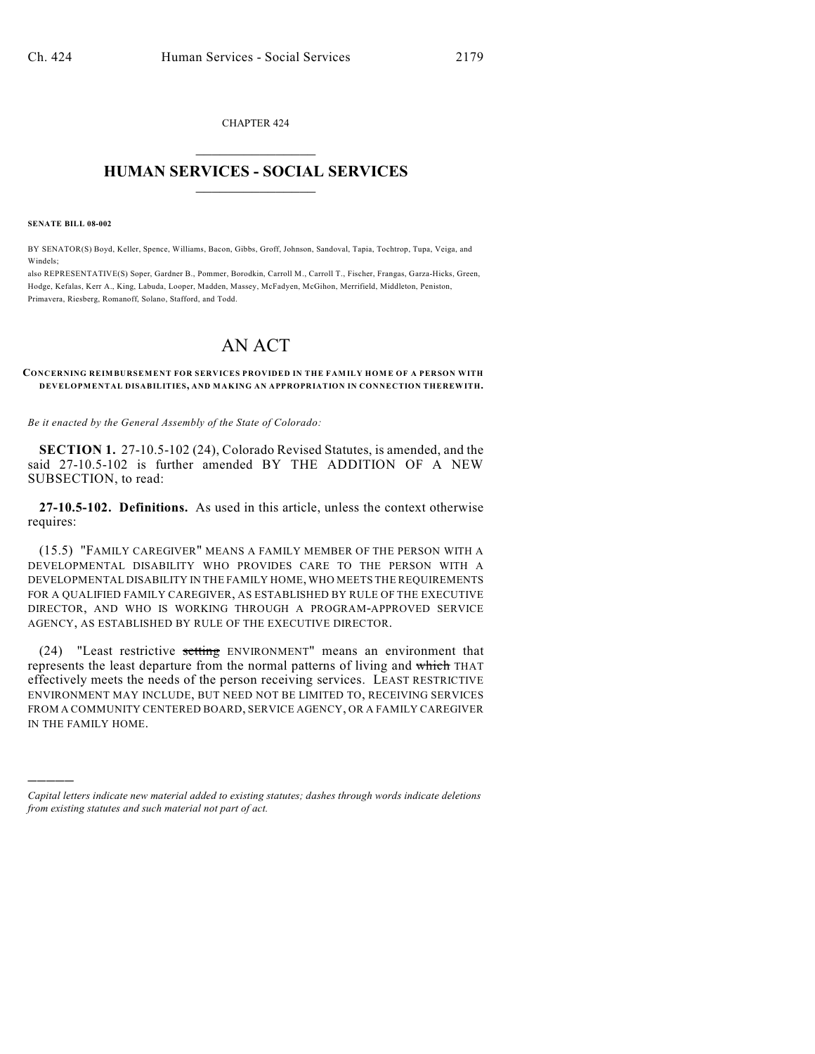CHAPTER 424

# HUMAN SERVICES - SOCIAL SERVICES

**SENATE BILL 08-002**

BY SENATOR(S) Boyd, Keller, Spence, Williams, Bacon, Gibbs, Groff, Johnson, Sandoval, Tapia, Tochtrop, Tupa, Veiga, and Windels;

also REPRESENTATIVE(S) Soper, Gardner B., Pommer, Borodkin, Carroll M., Carroll T., Fischer, Frangas, Garza-Hicks, Green, Hodge, Kefalas, Kerr A., King, Labuda, Looper, Madden, Massey, McFadyen, McGihon, Merrifield, Middleton, Peniston, Primavera, Riesberg, Romanoff, Solano, Stafford, and Todd.

# AN ACT

**CONCERNING REIMBURSEMENT FOR SERVICES PROVIDED IN THE FAMILY HOME OF A PERSON WITH DEVELOPMENTAL DISABILITIES, AND MAKING AN APPROPRIATION IN CONNECTION THEREWITH.**

*Be it enacted by the General Assembly of the State of Colorado:*

**SECTION 1.** 27-10.5-102 (24), Colorado Revised Statutes, is amended, and the said 27-10.5-102 is further amended BY THE ADDITION OF A NEW SUBSECTION, to read:

**27-10.5-102. Definitions.** As used in this article, unless the context otherwise requires:

(15.5) "FAMILY CAREGIVER" MEANS A FAMILY MEMBER OF THE PERSON WITH A DEVELOPMENTAL DISABILITY WHO PROVIDES CARE TO THE PERSON WITH A DEVELOPMENTAL DISABILITY IN THE FAMILY HOME, WHO MEETS THE REQUIREMENTS FOR A QUALIFIED FAMILY CAREGIVER, AS ESTABLISHED BY RULE OF THE EXECUTIVE DIRECTOR, AND WHO IS WORKING THROUGH A PROGRAM-APPROVED SERVICE AGENCY, AS ESTABLISHED BY RULE OF THE EXECUTIVE DIRECTOR.

(24) "Least restrictive ~~setting~~ ENVIRONMENT" means an environment that represents the least departure from the normal patterns of living and ~~which~~ THAT effectively meets the needs of the person receiving services. LEAST RESTRICTIVE ENVIRONMENT MAY INCLUDE, BUT NEED NOT BE LIMITED TO, RECEIVING SERVICES FROM A COMMUNITY CENTERED BOARD, SERVICE AGENCY, OR A FAMILY CAREGIVER IN THE FAMILY HOME.

---

*Capital letters indicate new material added to existing statutes; dashes through words indicate deletions from existing statutes and such material not part of act.*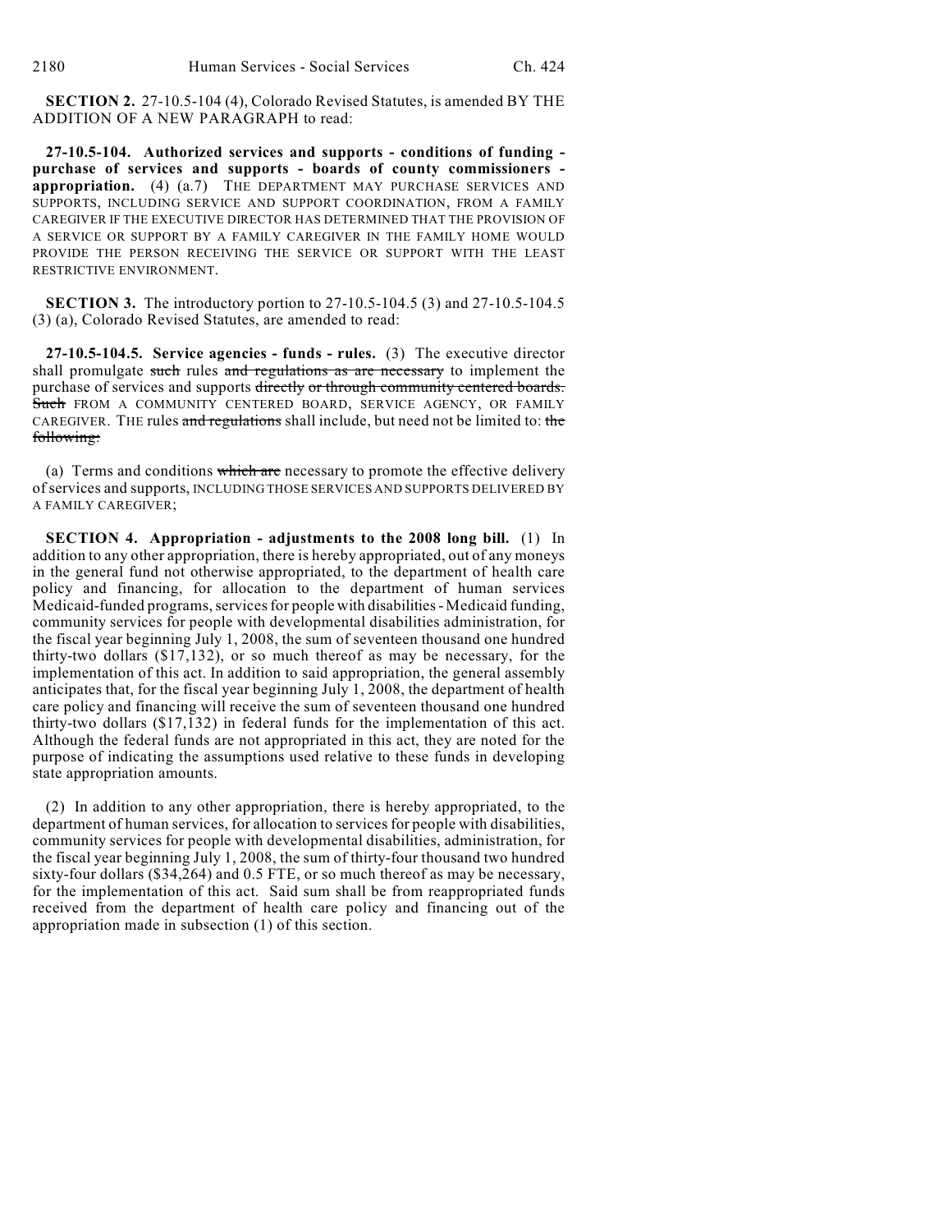**SECTION 2.** 27-10.5-104 (4), Colorado Revised Statutes, is amended BY THE ADDITION OF A NEW PARAGRAPH to read:

**27-10.5-104. Authorized services and supports - conditions of funding - purchase of services and supports - boards of county commissioners - appropriation.** (4) (a.7) THE DEPARTMENT MAY PURCHASE SERVICES AND SUPPORTS, INCLUDING SERVICE AND SUPPORT COORDINATION, FROM A FAMILY CAREGIVER IF THE EXECUTIVE DIRECTOR HAS DETERMINED THAT THE PROVISION OF A SERVICE OR SUPPORT BY A FAMILY CAREGIVER IN THE FAMILY HOME WOULD PROVIDE THE PERSON RECEIVING THE SERVICE OR SUPPORT WITH THE LEAST RESTRICTIVE ENVIRONMENT.

**SECTION 3.** The introductory portion to 27-10.5-104.5 (3) and 27-10.5-104.5 (3) (a), Colorado Revised Statutes, are amended to read:

**27-10.5-104.5. Service agencies - funds - rules.** (3) The executive director shall promulgate ~~such~~ rules ~~and regulations as are necessary~~ to implement the purchase of services and supports ~~directly or through community centered boards. Such~~ FROM A COMMUNITY CENTERED BOARD, SERVICE AGENCY, OR FAMILY CAREGIVER. THE rules ~~and regulations~~ shall include, but need not be limited to: ~~the following:~~

(a) Terms and conditions ~~which are~~ necessary to promote the effective delivery of services and supports, INCLUDING THOSE SERVICES AND SUPPORTS DELIVERED BY A FAMILY CAREGIVER;

**SECTION 4. Appropriation - adjustments to the 2008 long bill.** (1) In addition to any other appropriation, there is hereby appropriated, out of any moneys in the general fund not otherwise appropriated, to the department of health care policy and financing, for allocation to the department of human services Medicaid-funded programs, services for people with disabilities - Medicaid funding, community services for people with developmental disabilities administration, for the fiscal year beginning July 1, 2008, the sum of seventeen thousand one hundred thirty-two dollars ($17,132), or so much thereof as may be necessary, for the implementation of this act. In addition to said appropriation, the general assembly anticipates that, for the fiscal year beginning July 1, 2008, the department of health care policy and financing will receive the sum of seventeen thousand one hundred thirty-two dollars ($17,132) in federal funds for the implementation of this act. Although the federal funds are not appropriated in this act, they are noted for the purpose of indicating the assumptions used relative to these funds in developing state appropriation amounts.

(2) In addition to any other appropriation, there is hereby appropriated, to the department of human services, for allocation to services for people with disabilities, community services for people with developmental disabilities, administration, for the fiscal year beginning July 1, 2008, the sum of thirty-four thousand two hundred sixty-four dollars ($34,264) and 0.5 FTE, or so much thereof as may be necessary, for the implementation of this act. Said sum shall be from reappropriated funds received from the department of health care policy and financing out of the appropriation made in subsection (1) of this section.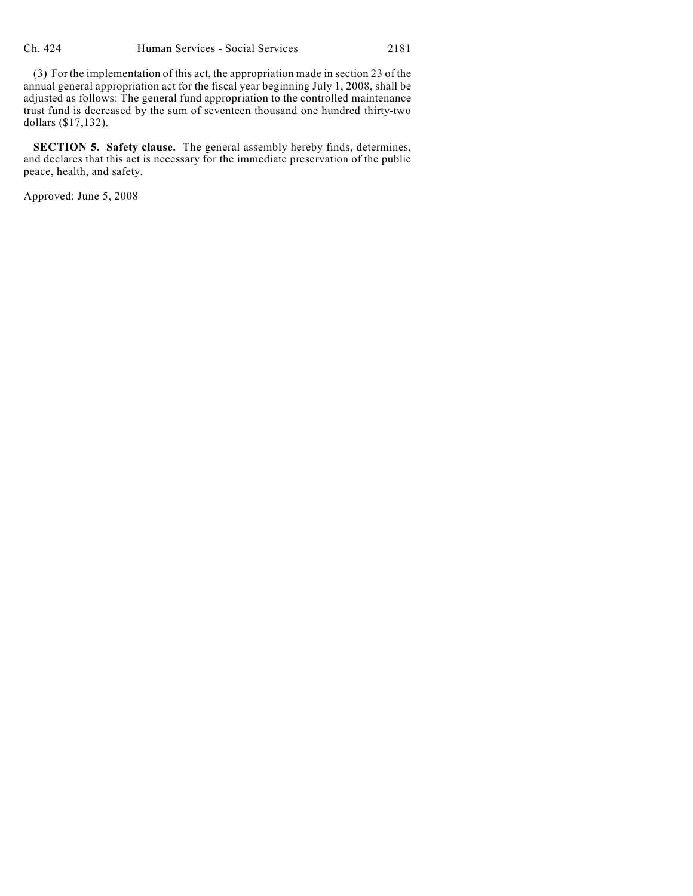(3) For the implementation of this act, the appropriation made in section 23 of the annual general appropriation act for the fiscal year beginning July 1, 2008, shall be adjusted as follows: The general fund appropriation to the controlled maintenance trust fund is decreased by the sum of seventeen thousand one hundred thirty-two dollars ($17,132).

**SECTION 5. Safety clause.** The general assembly hereby finds, determines, and declares that this act is necessary for the immediate preservation of the public peace, health, and safety.

Approved: June 5, 2008